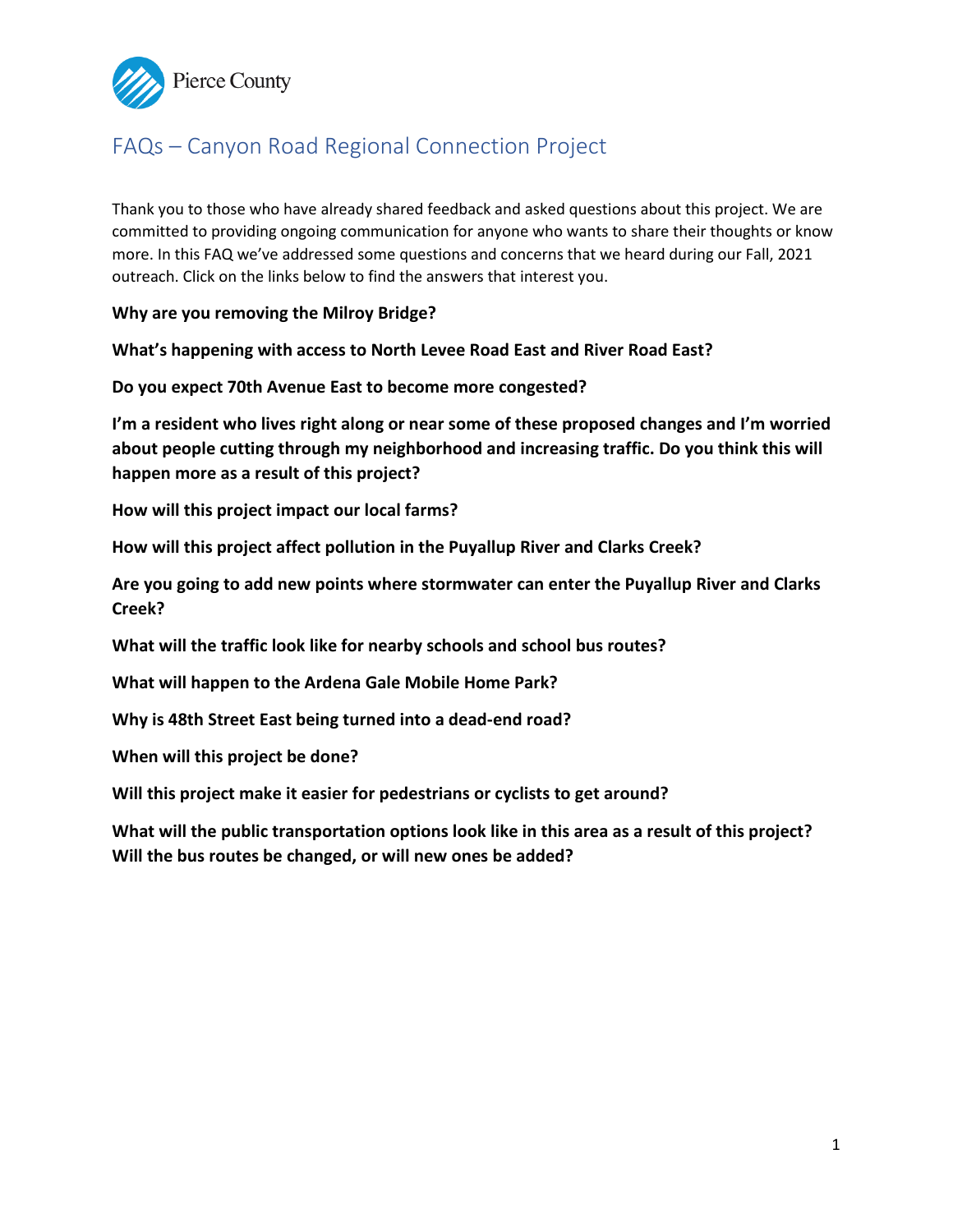Pierce County

# FAQs – Canyon Road Regional Connection Project

Thank you to those who have already shared feedback and asked questions about this project. We are committed to providing ongoing communication for anyone who wants to share their thoughts or know more. In this FAQ we've addressed some questions and concerns that we heard during our Fall, 2021 outreach. Click on the links below to find the answers that interest you.

**Why are you removing the Milroy Bridge?**

**What's happening with access to North Levee Road East and River Road East?**

**Do you expect 70th Avenue East to become more congested?**

**I'm a resident who lives right along or near some of these proposed changes and I'm worried about people cutting through my neighborhood and increasing traffic. Do you think this will happen more as a result of this project?**

**How will this project impact our local farms?**

**How will this project affect pollution in the Puyallup River and Clarks Creek?**

**Are you going to add new points where stormwater can enter the Puyallup River and Clarks Creek?**

**What will the traffic look like for nearby schools and school bus routes?**

**What will happen to the Ardena Gale Mobile Home Park?**

**Why is 48th Street East being turned into a dead-end road?**

**When will this project be done?**

**Will this project make it easier for pedestrians or cyclists to get around?**

**What will the public transportation options look like in this area as a result of this project? Will the bus routes be changed, or will new ones be added?**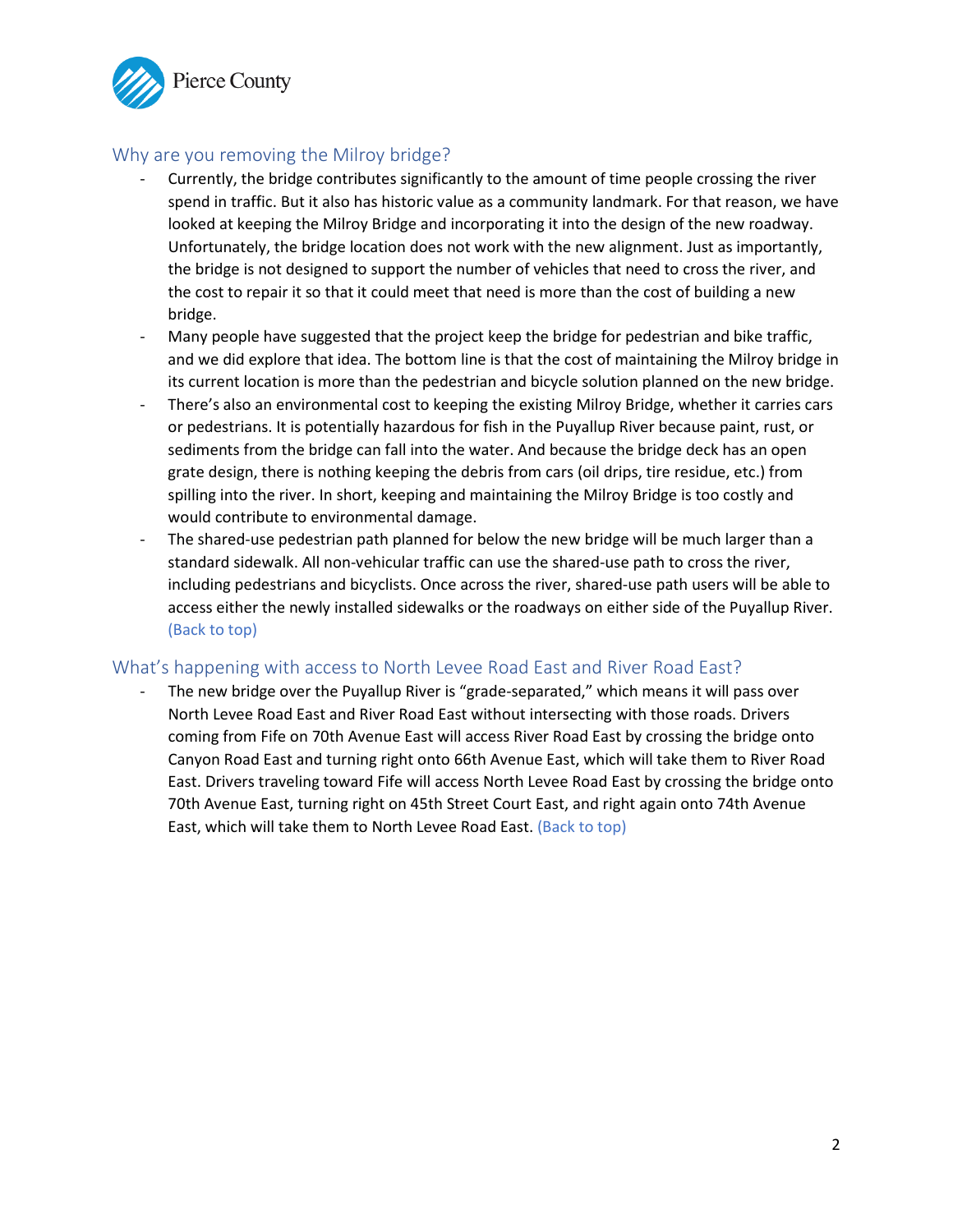## Why are you removing the Milroy bridge?

- Currently, the bridge contributes significantly to the amount of time people crossing the river spend in traffic. But it also has historic value as a community landmark. For that reason, we have looked at keeping the Milroy Bridge and incorporating it into the design of the new roadway. Unfortunately, the bridge location does not work with the new alignment. Just as importantly, the bridge is not designed to support the number of vehicles that need to cross the river, and the cost to repair it so that it could meet that need is more than the cost of building a new bridge.
- Many people have suggested that the project keep the bridge for pedestrian and bike traffic, and we did explore that idea. The bottom line is that the cost of maintaining the Milroy bridge in its current location is more than the pedestrian and bicycle solution planned on the new bridge.
- There's also an environmental cost to keeping the existing Milroy Bridge, whether it carries cars or pedestrians. It is potentially hazardous for fish in the Puyallup River because paint, rust, or sediments from the bridge can fall into the water. And because the bridge deck has an open grate design, there is nothing keeping the debris from cars (oil drips, tire residue, etc.) from spilling into the river. In short, keeping and maintaining the Milroy Bridge is too costly and would contribute to environmental damage.
- The shared-use pedestrian path planned for below the new bridge will be much larger than a standard sidewalk. All non-vehicular traffic can use the shared-use path to cross the river, including pedestrians and bicyclists. Once across the river, shared-use path users will be able to access either the newly installed sidewalks or the roadways on either side of the Puyallup River. (Back to top)

## What's happening with access to North Levee Road East and River Road East?

- The new bridge over the Puyallup River is "grade-separated," which means it will pass over North Levee Road East and River Road East without intersecting with those roads. Drivers coming from Fife on 70th Avenue East will access River Road East by crossing the bridge onto Canyon Road East and turning right onto 66th Avenue East, which will take them to River Road East. Drivers traveling toward Fife will access North Levee Road East by crossing the bridge onto 70th Avenue East, turning right on 45th Street Court East, and right again onto 74th Avenue East, which will take them to North Levee Road East. (Back to top)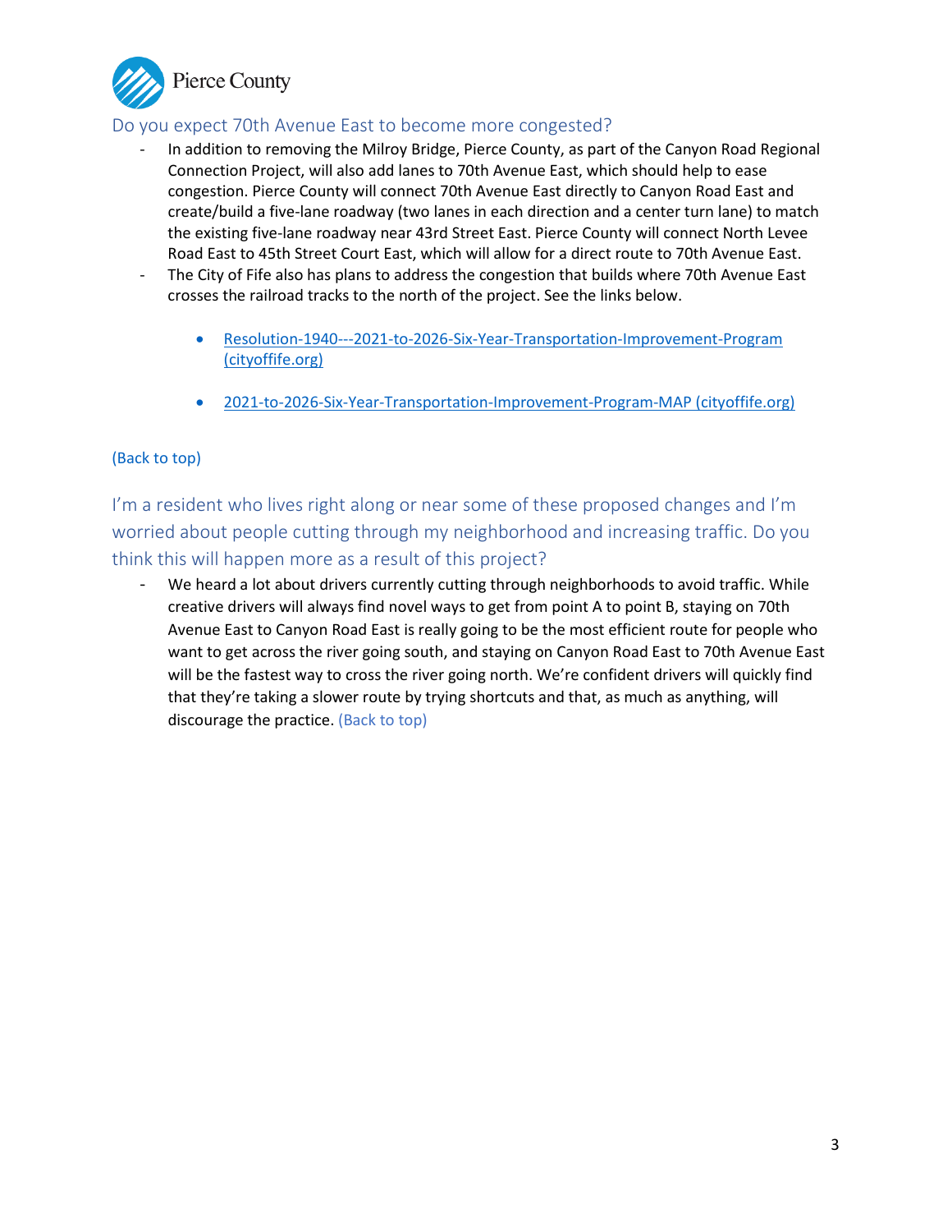## Do you expect 70th Avenue East to become more congested?

- In addition to removing the Milroy Bridge, Pierce County, as part of the Canyon Road Regional Connection Project, will also add lanes to 70th Avenue East, which should help to ease congestion. Pierce County will connect 70th Avenue East directly to Canyon Road East and create/build a five-lane roadway (two lanes in each direction and a center turn lane) to match the existing five-lane roadway near 43rd Street East. Pierce County will connect North Levee Road East to 45th Street Court East, which will allow for a direct route to 70th Avenue East.
- The City of Fife also has plans to address the congestion that builds where 70th Avenue East crosses the railroad tracks to the north of the project. See the links below.
    - Resolution-1940---2021-to-2026-Six-Year-Transportation-Improvement-Program (cityoffife.org)
    - 2021-to-2026-Six-Year-Transportation-Improvement-Program-MAP (cityoffife.org)

(Back to top)

## I'm a resident who lives right along or near some of these proposed changes and I'm worried about people cutting through my neighborhood and increasing traffic. Do you think this will happen more as a result of this project?

- We heard a lot about drivers currently cutting through neighborhoods to avoid traffic. While creative drivers will always find novel ways to get from point A to point B, staying on 70th Avenue East to Canyon Road East is really going to be the most efficient route for people who want to get across the river going south, and staying on Canyon Road East to 70th Avenue East will be the fastest way to cross the river going north. We're confident drivers will quickly find that they're taking a slower route by trying shortcuts and that, as much as anything, will discourage the practice. (Back to top)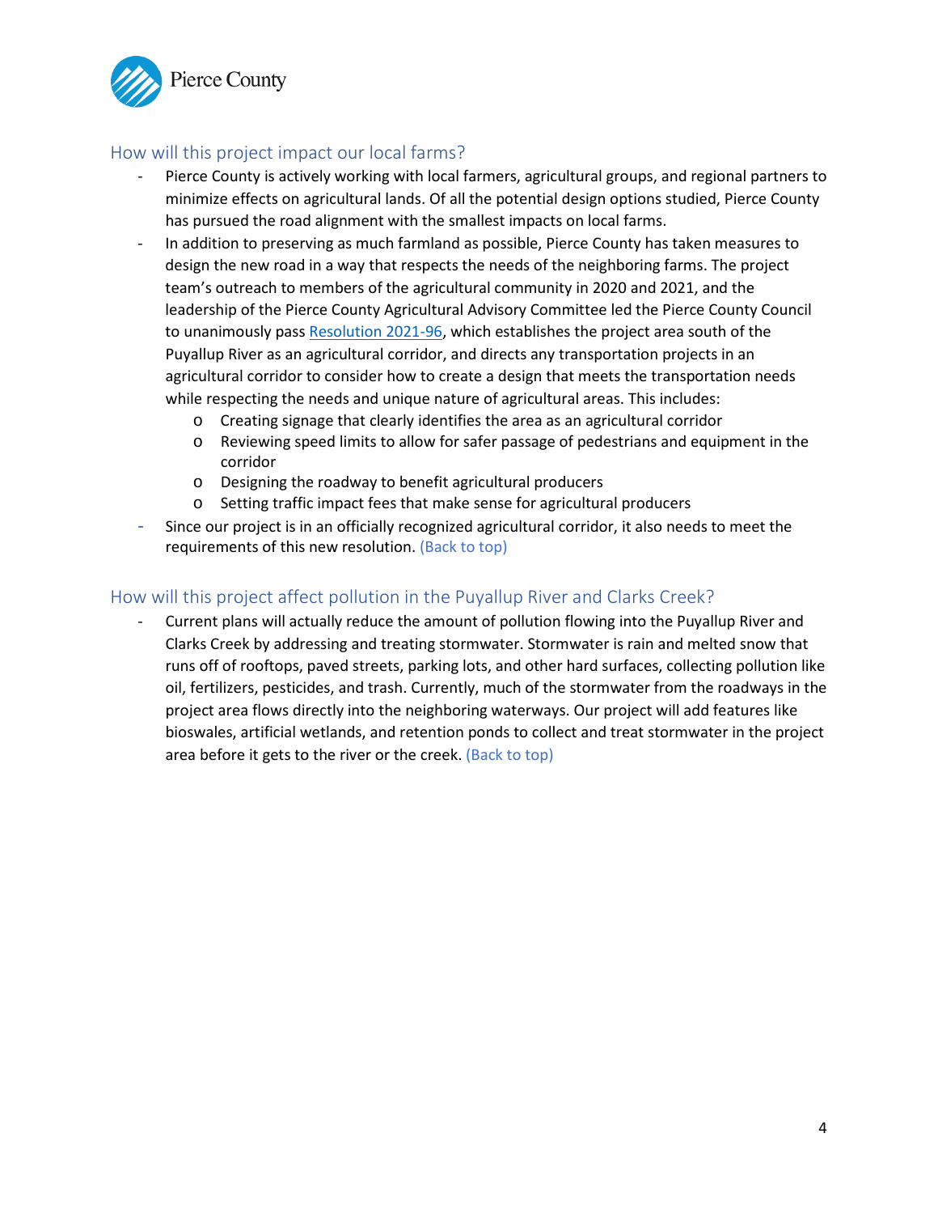## How will this project impact our local farms?

- Pierce County is actively working with local farmers, agricultural groups, and regional partners to minimize effects on agricultural lands. Of all the potential design options studied, Pierce County has pursued the road alignment with the smallest impacts on local farms.
- In addition to preserving as much farmland as possible, Pierce County has taken measures to design the new road in a way that respects the needs of the neighboring farms. The project team's outreach to members of the agricultural community in 2020 and 2021, and the leadership of the Pierce County Agricultural Advisory Committee led the Pierce County Council to unanimously pass [Resolution 2021-96](), which establishes the project area south of the Puyallup River as an agricultural corridor, and directs any transportation projects in an agricultural corridor to consider how to create a design that meets the transportation needs while respecting the needs and unique nature of agricultural areas. This includes:
  - Creating signage that clearly identifies the area as an agricultural corridor
  - Reviewing speed limits to allow for safer passage of pedestrians and equipment in the corridor
  - Designing the roadway to benefit agricultural producers
  - Setting traffic impact fees that make sense for agricultural producers
- Since our project is in an officially recognized agricultural corridor, it also needs to meet the requirements of this new resolution. (Back to top)

## How will this project affect pollution in the Puyallup River and Clarks Creek?

- Current plans will actually reduce the amount of pollution flowing into the Puyallup River and Clarks Creek by addressing and treating stormwater. Stormwater is rain and melted snow that runs off of rooftops, paved streets, parking lots, and other hard surfaces, collecting pollution like oil, fertilizers, pesticides, and trash. Currently, much of the stormwater from the roadways in the project area flows directly into the neighboring waterways. Our project will add features like bioswales, artificial wetlands, and retention ponds to collect and treat stormwater in the project area before it gets to the river or the creek. (Back to top)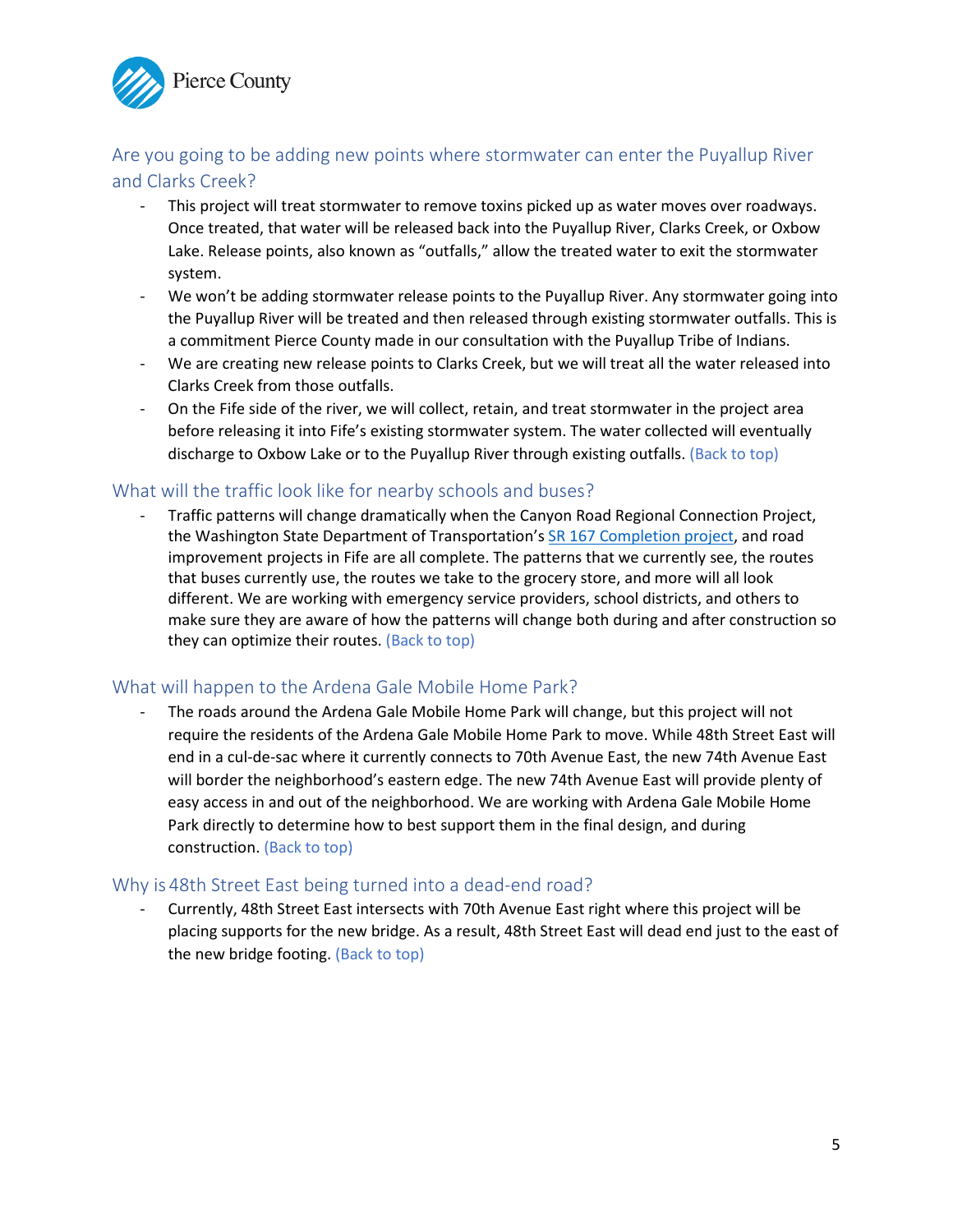## Are you going to be adding new points where stormwater can enter the Puyallup River and Clarks Creek?

- This project will treat stormwater to remove toxins picked up as water moves over roadways. Once treated, that water will be released back into the Puyallup River, Clarks Creek, or Oxbow Lake. Release points, also known as "outfalls," allow the treated water to exit the stormwater system.
- We won't be adding stormwater release points to the Puyallup River. Any stormwater going into the Puyallup River will be treated and then released through existing stormwater outfalls. This is a commitment Pierce County made in our consultation with the Puyallup Tribe of Indians.
- We are creating new release points to Clarks Creek, but we will treat all the water released into Clarks Creek from those outfalls.
- On the Fife side of the river, we will collect, retain, and treat stormwater in the project area before releasing it into Fife's existing stormwater system. The water collected will eventually discharge to Oxbow Lake or to the Puyallup River through existing outfalls. (Back to top)

## What will the traffic look like for nearby schools and buses?

- Traffic patterns will change dramatically when the Canyon Road Regional Connection Project, the Washington State Department of Transportation's SR 167 Completion project, and road improvement projects in Fife are all complete. The patterns that we currently see, the routes that buses currently use, the routes we take to the grocery store, and more will all look different. We are working with emergency service providers, school districts, and others to make sure they are aware of how the patterns will change both during and after construction so they can optimize their routes. (Back to top)

## What will happen to the Ardena Gale Mobile Home Park?

- The roads around the Ardena Gale Mobile Home Park will change, but this project will not require the residents of the Ardena Gale Mobile Home Park to move. While 48th Street East will end in a cul-de-sac where it currently connects to 70th Avenue East, the new 74th Avenue East will border the neighborhood's eastern edge. The new 74th Avenue East will provide plenty of easy access in and out of the neighborhood. We are working with Ardena Gale Mobile Home Park directly to determine how to best support them in the final design, and during construction. (Back to top)

## Why is 48th Street East being turned into a dead-end road?

- Currently, 48th Street East intersects with 70th Avenue East right where this project will be placing supports for the new bridge. As a result, 48th Street East will dead end just to the east of the new bridge footing. (Back to top)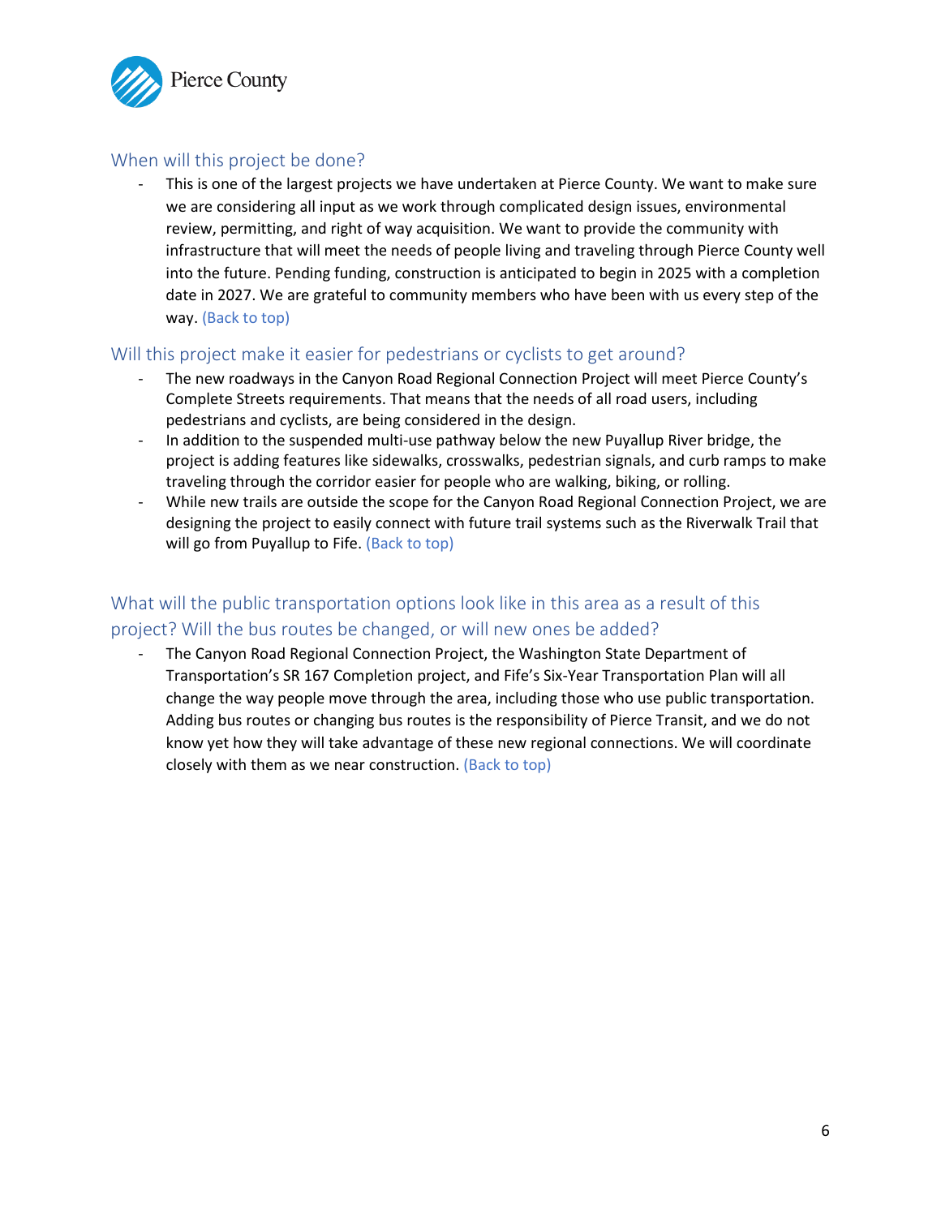## When will this project be done?

- This is one of the largest projects we have undertaken at Pierce County. We want to make sure we are considering all input as we work through complicated design issues, environmental review, permitting, and right of way acquisition. We want to provide the community with infrastructure that will meet the needs of people living and traveling through Pierce County well into the future. Pending funding, construction is anticipated to begin in 2025 with a completion date in 2027. We are grateful to community members who have been with us every step of the way. (Back to top)

## Will this project make it easier for pedestrians or cyclists to get around?

- The new roadways in the Canyon Road Regional Connection Project will meet Pierce County's Complete Streets requirements. That means that the needs of all road users, including pedestrians and cyclists, are being considered in the design.
- In addition to the suspended multi-use pathway below the new Puyallup River bridge, the project is adding features like sidewalks, crosswalks, pedestrian signals, and curb ramps to make traveling through the corridor easier for people who are walking, biking, or rolling.
- While new trails are outside the scope for the Canyon Road Regional Connection Project, we are designing the project to easily connect with future trail systems such as the Riverwalk Trail that will go from Puyallup to Fife. (Back to top)

## What will the public transportation options look like in this area as a result of this project? Will the bus routes be changed, or will new ones be added?

- The Canyon Road Regional Connection Project, the Washington State Department of Transportation's SR 167 Completion project, and Fife's Six-Year Transportation Plan will all change the way people move through the area, including those who use public transportation. Adding bus routes or changing bus routes is the responsibility of Pierce Transit, and we do not know yet how they will take advantage of these new regional connections. We will coordinate closely with them as we near construction. (Back to top)